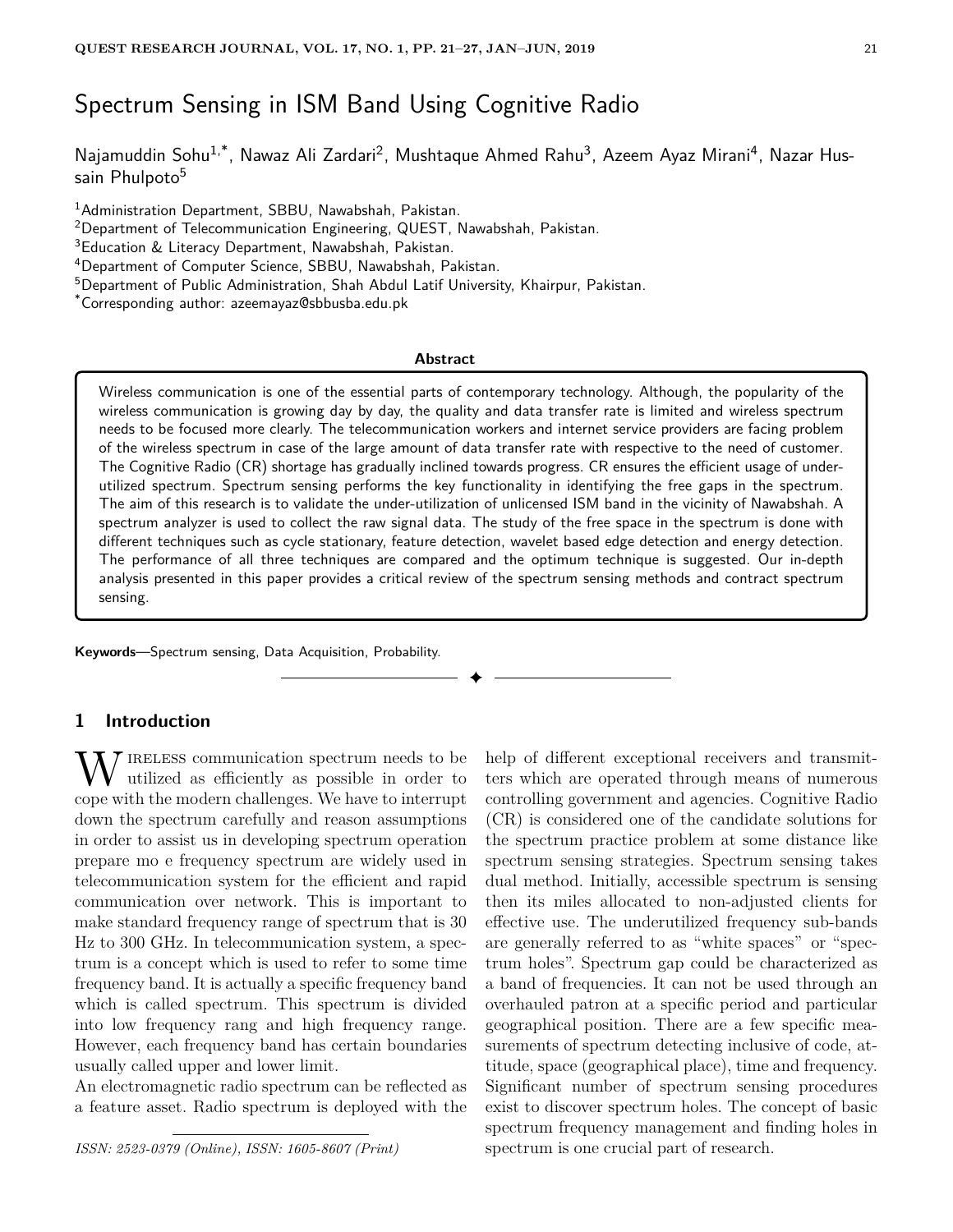# Spectrum Sensing in ISM Band Using Cognitive Radio

Najamuddin Sohu[1,*], Nawaz Ali Zardari[2], Mushtaque Ahmed Rahu[3], Azeem Ayaz Mirani[4], Nazar Hussain Phulpoto[5]

[1]Administration Department, SBBU, Nawabshah, Pakistan.
[2]Department of Telecommunication Engineering, QUEST, Nawabshah, Pakistan.
[3]Education & Literacy Department, Nawabshah, Pakistan.
[4]Department of Computer Science, SBBU, Nawabshah, Pakistan.
[5]Department of Public Administration, Shah Abdul Latif University, Khairpur, Pakistan.
[*]Corresponding author: azeemayaz@sbbusba.edu.pk

**Abstract**

Wireless communication is one of the essential parts of contemporary technology. Although, the popularity of the wireless communication is growing day by day, the quality and data transfer rate is limited and wireless spectrum needs to be focused more clearly. The telecommunication workers and internet service providers are facing problem of the wireless spectrum in case of the large amount of data transfer rate with respective to the need of customer. The Cognitive Radio (CR) shortage has gradually inclined towards progress. CR ensures the efficient usage of under-utilized spectrum. Spectrum sensing performs the key functionality in identifying the free gaps in the spectrum. The aim of this research is to validate the under-utilization of unlicensed ISM band in the vicinity of Nawabshah. A spectrum analyzer is used to collect the raw signal data. The study of the free space in the spectrum is done with different techniques such as cycle stationary, feature detection, wavelet based edge detection and energy detection. The performance of all three techniques are compared and the optimum technique is suggested. Our in-depth analysis presented in this paper provides a critical review of the spectrum sensing methods and contract spectrum sensing.

**Keywords**—Spectrum sensing, Data Acquisition, Probability.

## 1 Introduction

Wireless communication spectrum needs to be utilized as efficiently as possible in order to cope with the modern challenges. We have to interrupt down the spectrum carefully and reason assumptions in order to assist us in developing spectrum operation prepare mo e frequency spectrum are widely used in telecommunication system for the efficient and rapid communication over network. This is important to make standard frequency range of spectrum that is 30 Hz to 300 GHz. In telecommunication system, a spectrum is a concept which is used to refer to some time frequency band. It is actually a specific frequency band which is called spectrum. This spectrum is divided into low frequency rang and high frequency range. However, each frequency band has certain boundaries usually called upper and lower limit.

An electromagnetic radio spectrum can be reflected as a feature asset. Radio spectrum is deployed with the help of different exceptional receivers and transmitters which are operated through means of numerous controlling government and agencies. Cognitive Radio (CR) is considered one of the candidate solutions for the spectrum practice problem at some distance like spectrum sensing strategies. Spectrum sensing takes dual method. Initially, accessible spectrum is sensing then its miles allocated to non-adjusted clients for effective use. The underutilized frequency sub-bands are generally referred to as "white spaces" or "spectrum holes". Spectrum gap could be characterized as a band of frequencies. It can not be used through an overhauled patron at a specific period and particular geographical position. There are a few specific measurements of spectrum detecting inclusive of code, attitude, space (geographical place), time and frequency. Significant number of spectrum sensing procedures exist to discover spectrum holes. The concept of basic spectrum frequency management and finding holes in spectrum is one crucial part of research.

*ISSN: 2523-0379 (Online), ISSN: 1605-8607 (Print)*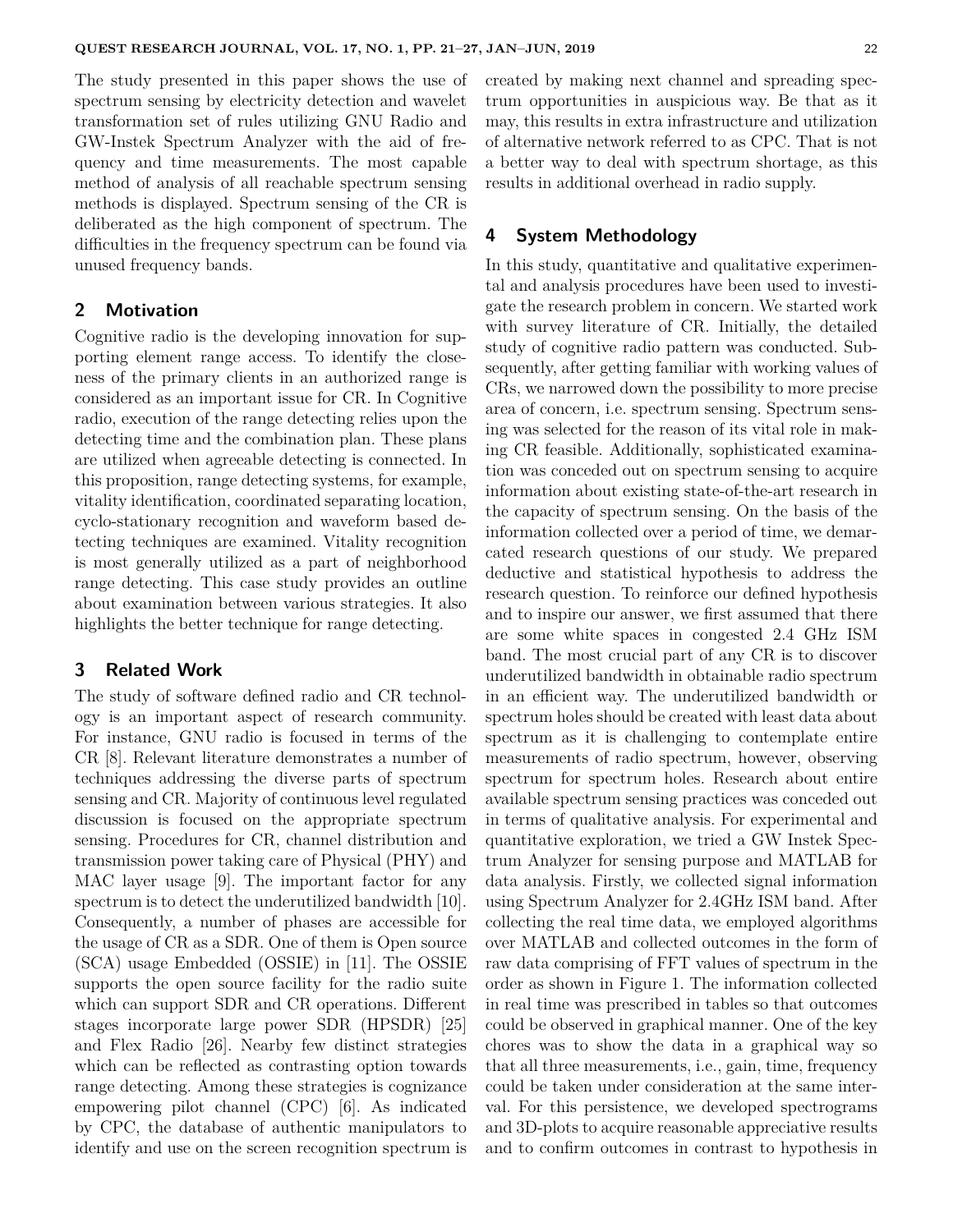The study presented in this paper shows the use of spectrum sensing by electricity detection and wavelet transformation set of rules utilizing GNU Radio and GW-Instek Spectrum Analyzer with the aid of frequency and time measurements. The most capable method of analysis of all reachable spectrum sensing methods is displayed. Spectrum sensing of the CR is deliberated as the high component of spectrum. The difficulties in the frequency spectrum can be found via unused frequency bands.

## 2 Motivation

Cognitive radio is the developing innovation for supporting element range access. To identify the closeness of the primary clients in an authorized range is considered as an important issue for CR. In Cognitive radio, execution of the range detecting relies upon the detecting time and the combination plan. These plans are utilized when agreeable detecting is connected. In this proposition, range detecting systems, for example, vitality identification, coordinated separating location, cyclo-stationary recognition and waveform based detecting techniques are examined. Vitality recognition is most generally utilized as a part of neighborhood range detecting. This case study provides an outline about examination between various strategies. It also highlights the better technique for range detecting.

## 3 Related Work

The study of software defined radio and CR technology is an important aspect of research community. For instance, GNU radio is focused in terms of the CR [8]. Relevant literature demonstrates a number of techniques addressing the diverse parts of spectrum sensing and CR. Majority of continuous level regulated discussion is focused on the appropriate spectrum sensing. Procedures for CR, channel distribution and transmission power taking care of Physical (PHY) and MAC layer usage [9]. The important factor for any spectrum is to detect the underutilized bandwidth [10]. Consequently, a number of phases are accessible for the usage of CR as a SDR. One of them is Open source (SCA) usage Embedded (OSSIE) in [11]. The OSSIE supports the open source facility for the radio suite which can support SDR and CR operations. Different stages incorporate large power SDR (HPSDR) [25] and Flex Radio [26]. Nearby few distinct strategies which can be reflected as contrasting option towards range detecting. Among these strategies is cognizance empowering pilot channel (CPC) [6]. As indicated by CPC, the database of authentic manipulators to identify and use on the screen recognition spectrum is created by making next channel and spreading spectrum opportunities in auspicious way. Be that as it may, this results in extra infrastructure and utilization of alternative network referred to as CPC. That is not a better way to deal with spectrum shortage, as this results in additional overhead in radio supply.

## 4 System Methodology

In this study, quantitative and qualitative experimental and analysis procedures have been used to investigate the research problem in concern. We started work with survey literature of CR. Initially, the detailed study of cognitive radio pattern was conducted. Subsequently, after getting familiar with working values of CRs, we narrowed down the possibility to more precise area of concern, i.e. spectrum sensing. Spectrum sensing was selected for the reason of its vital role in making CR feasible. Additionally, sophisticated examination was conceded out on spectrum sensing to acquire information about existing state-of-the-art research in the capacity of spectrum sensing. On the basis of the information collected over a period of time, we demarcated research questions of our study. We prepared deductive and statistical hypothesis to address the research question. To reinforce our defined hypothesis and to inspire our answer, we first assumed that there are some white spaces in congested 2.4 GHz ISM band. The most crucial part of any CR is to discover underutilized bandwidth in obtainable radio spectrum in an efficient way. The underutilized bandwidth or spectrum holes should be created with least data about spectrum as it is challenging to contemplate entire measurements of radio spectrum, however, observing spectrum for spectrum holes. Research about entire available spectrum sensing practices was conceded out in terms of qualitative analysis. For experimental and quantitative exploration, we tried a GW Instek Spectrum Analyzer for sensing purpose and MATLAB for data analysis. Firstly, we collected signal information using Spectrum Analyzer for 2.4GHz ISM band. After collecting the real time data, we employed algorithms over MATLAB and collected outcomes in the form of raw data comprising of FFT values of spectrum in the order as shown in Figure 1. The information collected in real time was prescribed in tables so that outcomes could be observed in graphical manner. One of the key chores was to show the data in a graphical way so that all three measurements, i.e., gain, time, frequency could be taken under consideration at the same interval. For this persistence, we developed spectrograms and 3D-plots to acquire reasonable appreciative results and to confirm outcomes in contrast to hypothesis in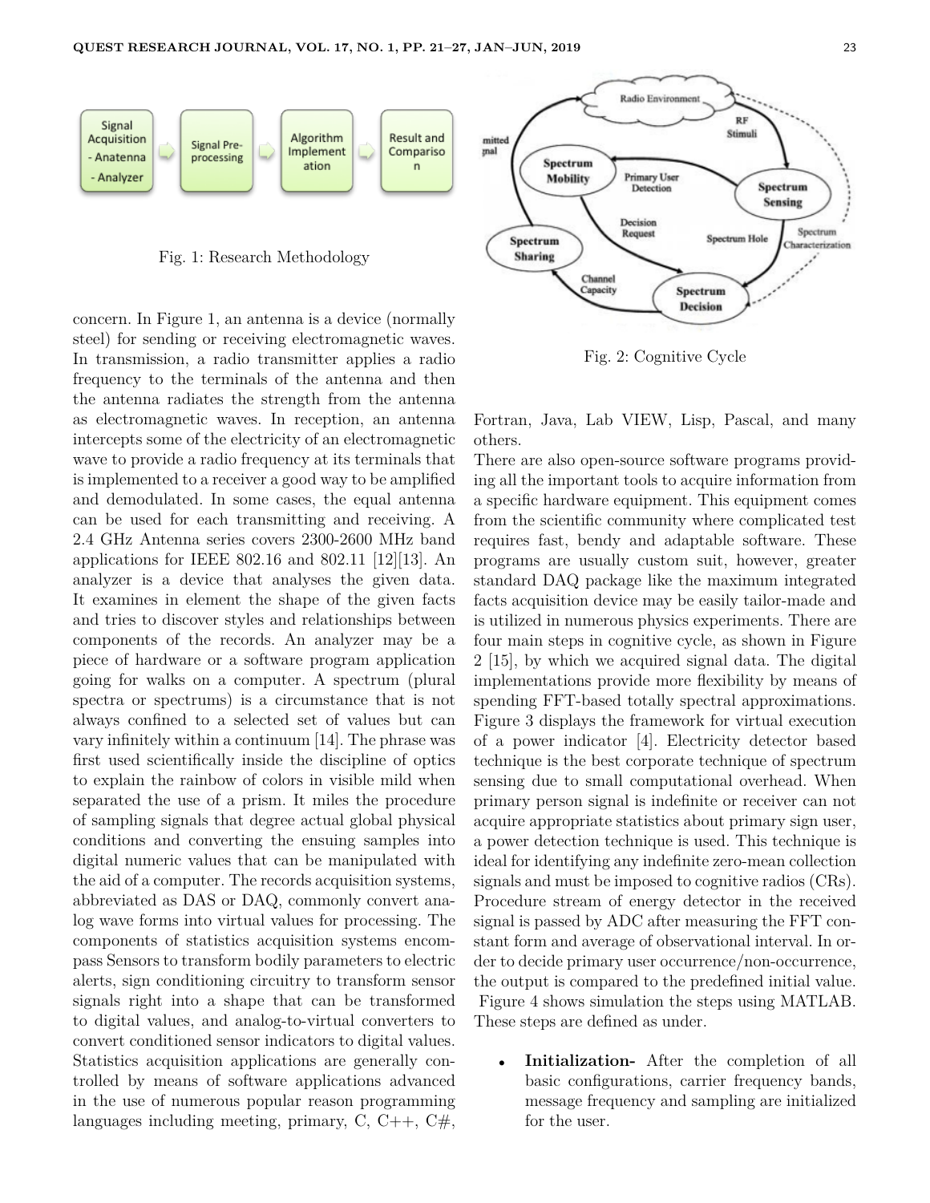Fig. 1: Research Methodology

concern. In Figure 1, an antenna is a device (normally steel) for sending or receiving electromagnetic waves. In transmission, a radio transmitter applies a radio frequency to the terminals of the antenna and then the antenna radiates the strength from the antenna as electromagnetic waves. In reception, an antenna intercepts some of the electricity of an electromagnetic wave to provide a radio frequency at its terminals that is implemented to a receiver a good way to be amplified and demodulated. In some cases, the equal antenna can be used for each transmitting and receiving. A 2.4 GHz Antenna series covers 2300-2600 MHz band applications for IEEE 802.16 and 802.11 [12][13]. An analyzer is a device that analyses the given data. It examines in element the shape of the given facts and tries to discover styles and relationships between components of the records. An analyzer may be a piece of hardware or a software program application going for walks on a computer. A spectrum (plural spectra or spectrums) is a circumstance that is not always confined to a selected set of values but can vary infinitely within a continuum [14]. The phrase was first used scientifically inside the discipline of optics to explain the rainbow of colors in visible mild when separated the use of a prism. It miles the procedure of sampling signals that degree actual global physical conditions and converting the ensuing samples into digital numeric values that can be manipulated with the aid of a computer. The records acquisition systems, abbreviated as DAS or DAQ, commonly convert analog wave forms into virtual values for processing. The components of statistics acquisition systems encompass Sensors to transform bodily parameters to electric alerts, sign conditioning circuitry to transform sensor signals right into a shape that can be transformed to digital values, and analog-to-virtual converters to convert conditioned sensor indicators to digital values. Statistics acquisition applications are generally controlled by means of software applications advanced in the use of numerous popular reason programming languages including meeting, primary, C, C++, C#, Fortran, Java, Lab VIEW, Lisp, Pascal, and many others.

Fig. 2: Cognitive Cycle

There are also open-source software programs providing all the important tools to acquire information from a specific hardware equipment. This equipment comes from the scientific community where complicated test requires fast, bendy and adaptable software. These programs are usually custom suit, however, greater standard DAQ package like the maximum integrated facts acquisition device may be easily tailor-made and is utilized in numerous physics experiments. There are four main steps in cognitive cycle, as shown in Figure 2 [15], by which we acquired signal data. The digital implementations provide more flexibility by means of spending FFT-based totally spectral approximations. Figure 3 displays the framework for virtual execution of a power indicator [4]. Electricity detector based technique is the best corporate technique of spectrum sensing due to small computational overhead. When primary person signal is indefinite or receiver can not acquire appropriate statistics about primary sign user, a power detection technique is used. This technique is ideal for identifying any indefinite zero-mean collection signals and must be imposed to cognitive radios (CRs). Procedure stream of energy detector in the received signal is passed by ADC after measuring the FFT constant form and average of observational interval. In order to decide primary user occurrence/non-occurrence, the output is compared to the predefined initial value.
Figure 4 shows simulation the steps using MATLAB. These steps are defined as under.

- **Initialization-** After the completion of all basic configurations, carrier frequency bands, message frequency and sampling are initialized for the user.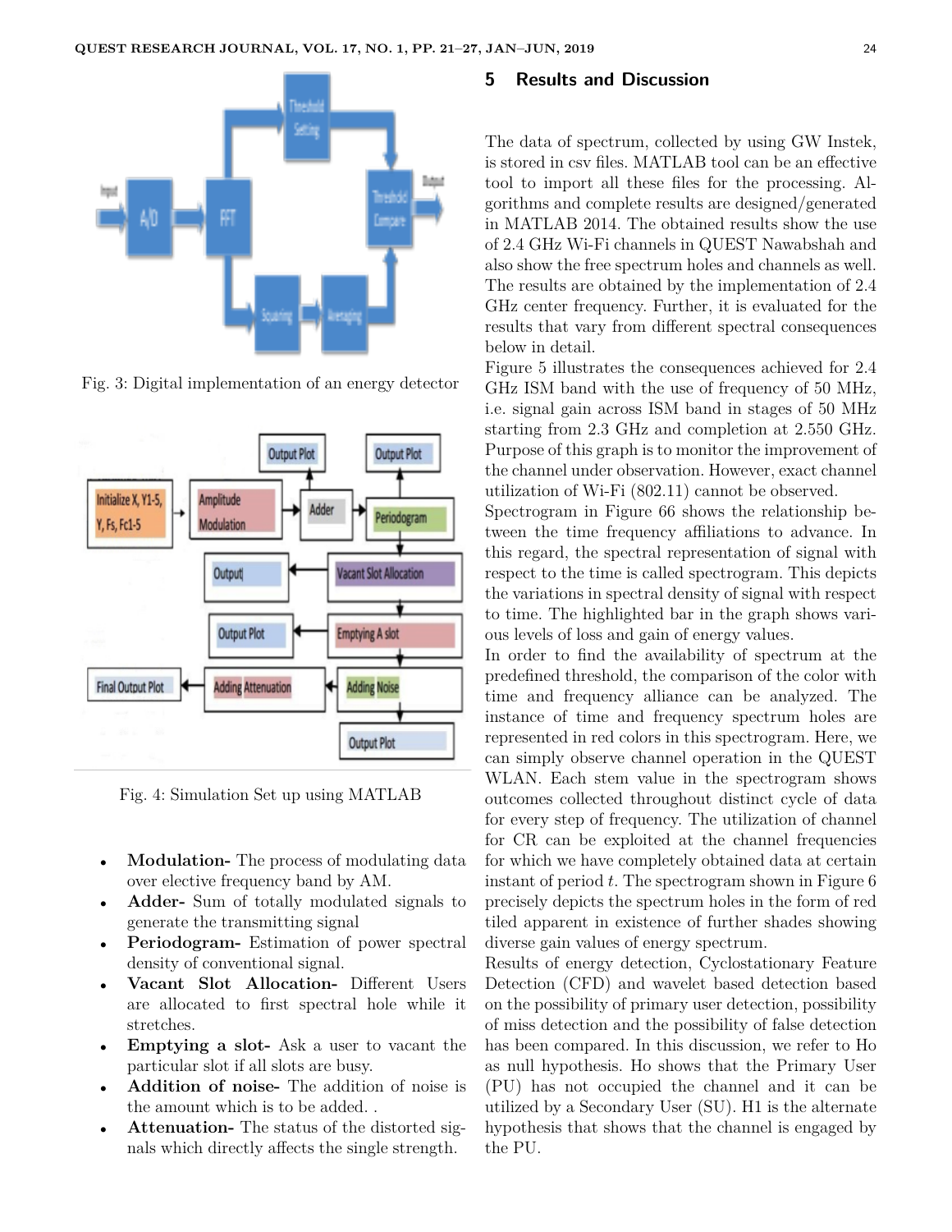Fig. 3: Digital implementation of an energy detector

Fig. 4: Simulation Set up using MATLAB

- **Modulation-** The process of modulating data over elective frequency band by AM.
- **Adder-** Sum of totally modulated signals to generate the transmitting signal
- **Periodogram-** Estimation of power spectral density of conventional signal.
- **Vacant Slot Allocation-** Different Users are allocated to first spectral hole while it stretches.
- **Emptying a slot-** Ask a user to vacant the particular slot if all slots are busy.
- **Addition of noise-** The addition of noise is the amount which is to be added. .
- **Attenuation-** The status of the distorted signals which directly affects the single strength.

## 5 Results and Discussion

The data of spectrum, collected by using GW Instek, is stored in csv files. MATLAB tool can be an effective tool to import all these files for the processing. Algorithms and complete results are designed/generated in MATLAB 2014. The obtained results show the use of 2.4 GHz Wi-Fi channels in QUEST Nawabshah and also show the free spectrum holes and channels as well. The results are obtained by the implementation of 2.4 GHz center frequency. Further, it is evaluated for the results that vary from different spectral consequences below in detail.

Figure 5 illustrates the consequences achieved for 2.4 GHz ISM band with the use of frequency of 50 MHz, i.e. signal gain across ISM band in stages of 50 MHz starting from 2.3 GHz and completion at 2.550 GHz. Purpose of this graph is to monitor the improvement of the channel under observation. However, exact channel utilization of Wi-Fi (802.11) cannot be observed.

Spectrogram in Figure 66 shows the relationship between the time frequency affiliations to advance. In this regard, the spectral representation of signal with respect to the time is called spectrogram. This depicts the variations in spectral density of signal with respect to time. The highlighted bar in the graph shows various levels of loss and gain of energy values.

In order to find the availability of spectrum at the predefined threshold, the comparison of the color with time and frequency alliance can be analyzed. The instance of time and frequency spectrum holes are represented in red colors in this spectrogram. Here, we can simply observe channel operation in the QUEST WLAN. Each stem value in the spectrogram shows outcomes collected throughout distinct cycle of data for every step of frequency. The utilization of channel for CR can be exploited at the channel frequencies for which we have completely obtained data at certain instant of period $t$. The spectrogram shown in Figure 6 precisely depicts the spectrum holes in the form of red tiled apparent in existence of further shades showing diverse gain values of energy spectrum.

Results of energy detection, Cyclostationary Feature Detection (CFD) and wavelet based detection based on the possibility of primary user detection, possibility of miss detection and the possibility of false detection has been compared. In this discussion, we refer to Ho as null hypothesis. Ho shows that the Primary User (PU) has not occupied the channel and it can be utilized by a Secondary User (SU). H1 is the alternate hypothesis that shows that the channel is engaged by the PU.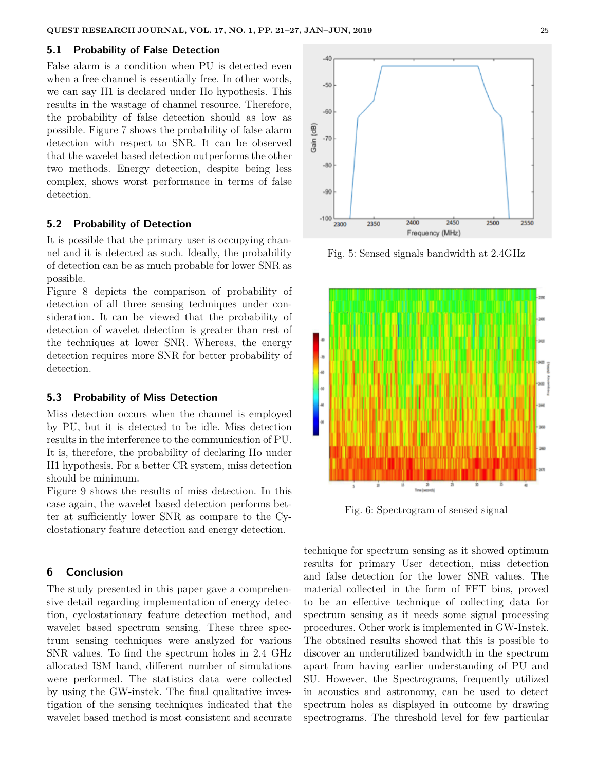### 5.1 Probability of False Detection

False alarm is a condition when PU is detected even when a free channel is essentially free. In other words, we can say H1 is declared under Ho hypothesis. This results in the wastage of channel resource. Therefore, the probability of false detection should as low as possible. Figure 7 shows the probability of false alarm detection with respect to SNR. It can be observed that the wavelet based detection outperforms the other two methods. Energy detection, despite being less complex, shows worst performance in terms of false detection.

### 5.2 Probability of Detection

It is possible that the primary user is occupying channel and it is detected as such. Ideally, the probability of detection can be as much probable for lower SNR as possible.

Figure 8 depicts the comparison of probability of detection of all three sensing techniques under consideration. It can be viewed that the probability of detection of wavelet detection is greater than rest of the techniques at lower SNR. Whereas, the energy detection requires more SNR for better probability of detection.

### 5.3 Probability of Miss Detection

Miss detection occurs when the channel is employed by PU, but it is detected to be idle. Miss detection results in the interference to the communication of PU. It is, therefore, the probability of declaring Ho under H1 hypothesis. For a better CR system, miss detection should be minimum.

Figure 9 shows the results of miss detection. In this case again, the wavelet based detection performs better at sufficiently lower SNR as compare to the Cyclostationary feature detection and energy detection.

Fig. 5: Sensed signals bandwidth at 2.4GHz

Fig. 6: Spectrogram of sensed signal

## 6 Conclusion

The study presented in this paper gave a comprehensive detail regarding implementation of energy detection, cyclostationary feature detection method, and wavelet based spectrum sensing. These three spectrum sensing techniques were analyzed for various SNR values. To find the spectrum holes in 2.4 GHz allocated ISM band, different number of simulations were performed. The statistics data were collected by using the GW-instek. The final qualitative investigation of the sensing techniques indicated that the wavelet based method is most consistent and accurate technique for spectrum sensing as it showed optimum results for primary User detection, miss detection and false detection for the lower SNR values. The material collected in the form of FFT bins, proved to be an effective technique of collecting data for spectrum sensing as it needs some signal processing procedures. Other work is implemented in GW-Instek. The obtained results showed that this is possible to discover an underutilized bandwidth in the spectrum apart from having earlier understanding of PU and SU. However, the Spectrograms, frequently utilized in acoustics and astronomy, can be used to detect spectrum holes as displayed in outcome by drawing spectrograms. The threshold level for few particular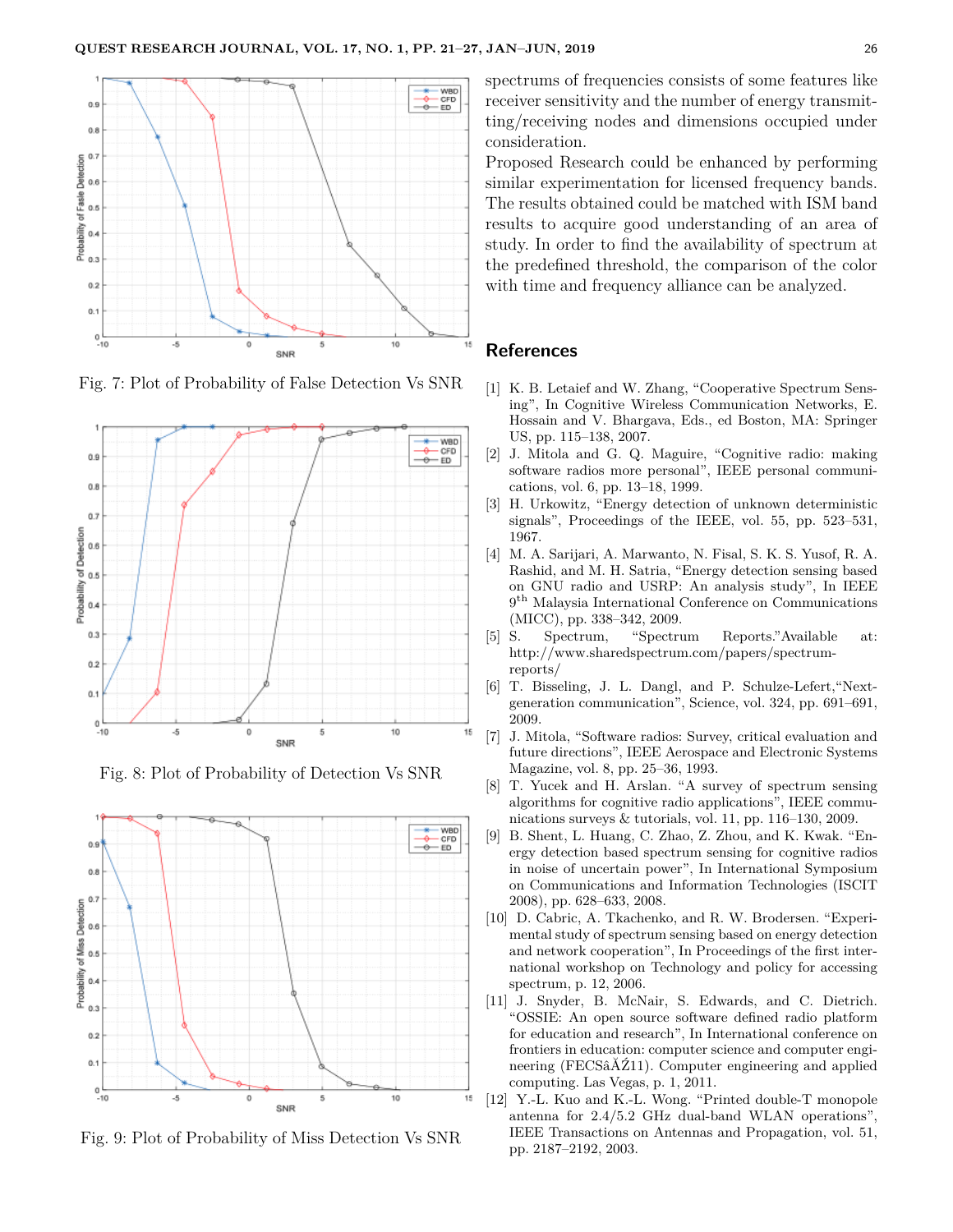Fig. 7: Plot of Probability of False Detection Vs SNR

Fig. 8: Plot of Probability of Detection Vs SNR

Fig. 9: Plot of Probability of Miss Detection Vs SNR

spectrums of frequencies consists of some features like receiver sensitivity and the number of energy transmitting/receiving nodes and dimensions occupied under consideration.

Proposed Research could be enhanced by performing similar experimentation for licensed frequency bands. The results obtained could be matched with ISM band results to acquire good understanding of an area of study. In order to find the availability of spectrum at the predefined threshold, the comparison of the color with time and frequency alliance can be analyzed.

## References

[1] K. B. Letaief and W. Zhang, "Cooperative Spectrum Sensing", In Cognitive Wireless Communication Networks, E. Hossain and V. Bhargava, Eds., ed Boston, MA: Springer US, pp. 115–138, 2007.

[2] J. Mitola and G. Q. Maguire, "Cognitive radio: making software radios more personal", IEEE personal communications, vol. 6, pp. 13–18, 1999.

[3] H. Urkowitz, "Energy detection of unknown deterministic signals", Proceedings of the IEEE, vol. 55, pp. 523–531, 1967.

[4] M. A. Sarijari, A. Marwanto, N. Fisal, S. K. S. Yusof, R. A. Rashid, and M. H. Satria, "Energy detection sensing based on GNU radio and USRP: An analysis study", In IEEE 9th Malaysia International Conference on Communications (MICC), pp. 338–342, 2009.

[5] S. Spectrum, "Spectrum Reports."Available at: http://www.sharedspectrum.com/papers/spectrum-reports/

[6] T. Bisseling, J. L. Dangl, and P. Schulze-Lefert,"Next-generation communication", Science, vol. 324, pp. 691–691, 2009.

[7] J. Mitola, "Software radios: Survey, critical evaluation and future directions", IEEE Aerospace and Electronic Systems Magazine, vol. 8, pp. 25–36, 1993.

[8] T. Yucek and H. Arslan. "A survey of spectrum sensing algorithms for cognitive radio applications", IEEE communications surveys & tutorials, vol. 11, pp. 116–130, 2009.

[9] B. Shent, L. Huang, C. Zhao, Z. Zhou, and K. Kwak. "Energy detection based spectrum sensing for cognitive radios in noise of uncertain power", In International Symposium on Communications and Information Technologies (ISCIT 2008), pp. 628–633, 2008.

[10] D. Cabric, A. Tkachenko, and R. W. Brodersen. "Experimental study of spectrum sensing based on energy detection and network cooperation", In Proceedings of the first international workshop on Technology and policy for accessing spectrum, p. 12, 2006.

[11] J. Snyder, B. McNair, S. Edwards, and C. Dietrich. "OSSIE: An open source software defined radio platform for education and research", In International conference on frontiers in education: computer science and computer engineering (FECSâĂŹ11). Computer engineering and applied computing. Las Vegas, p. 1, 2011.

[12] Y.-L. Kuo and K.-L. Wong. "Printed double-T monopole antenna for 2.4/5.2 GHz dual-band WLAN operations", IEEE Transactions on Antennas and Propagation, vol. 51, pp. 2187–2192, 2003.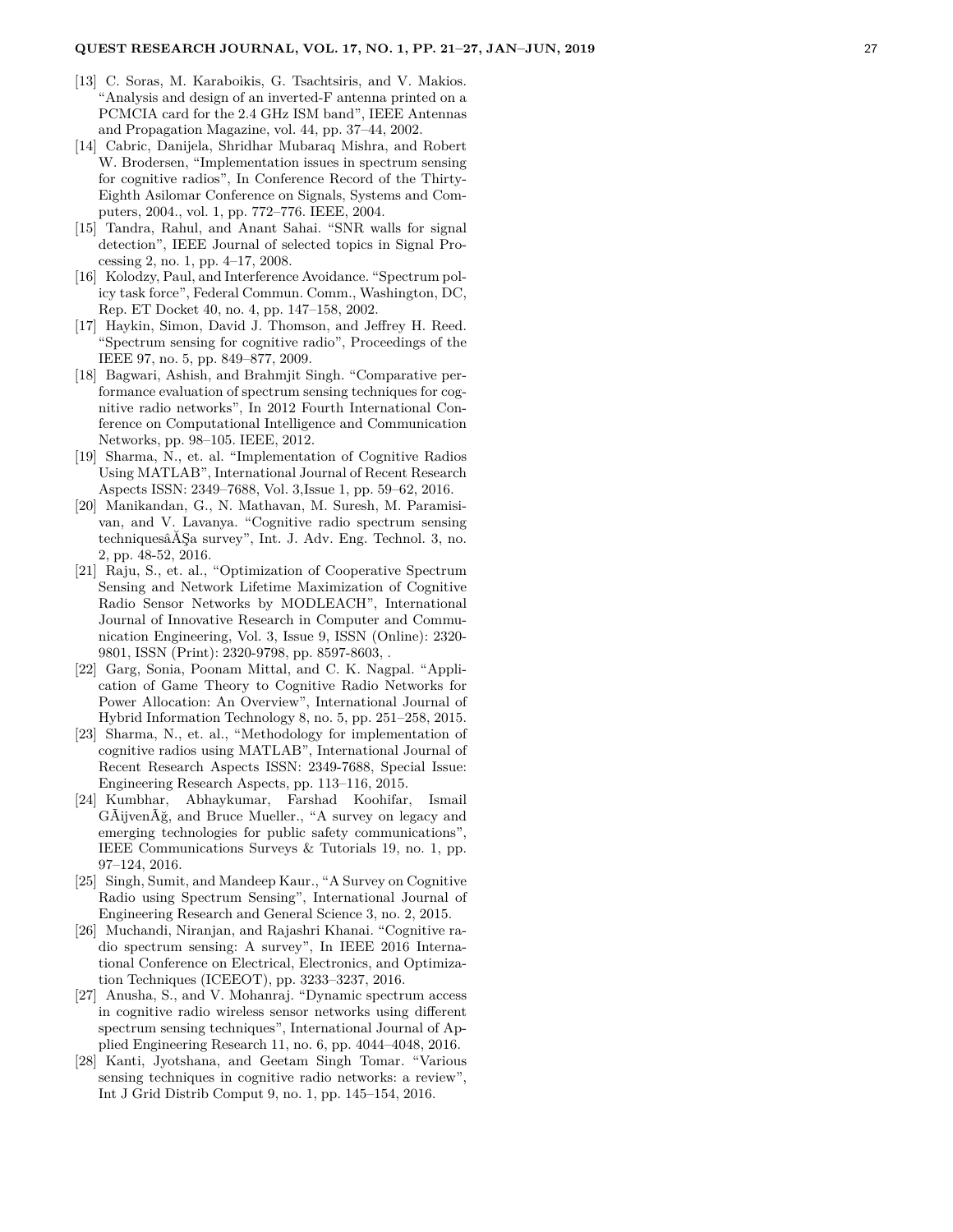[13] C. Soras, M. Karaboikis, G. Tsachtsiris, and V. Makios. "Analysis and design of an inverted-F antenna printed on a PCMCIA card for the 2.4 GHz ISM band", IEEE Antennas and Propagation Magazine, vol. 44, pp. 37–44, 2002.

[14] Cabric, Danijela, Shridhar Mubaraq Mishra, and Robert W. Brodersen, "Implementation issues in spectrum sensing for cognitive radios", In Conference Record of the Thirty-Eighth Asilomar Conference on Signals, Systems and Computers, 2004., vol. 1, pp. 772–776. IEEE, 2004.

[15] Tandra, Rahul, and Anant Sahai. "SNR walls for signal detection", IEEE Journal of selected topics in Signal Processing 2, no. 1, pp. 4–17, 2008.

[16] Kolodzy, Paul, and Interference Avoidance. "Spectrum policy task force", Federal Commun. Comm., Washington, DC, Rep. ET Docket 40, no. 4, pp. 147–158, 2002.

[17] Haykin, Simon, David J. Thomson, and Jeffrey H. Reed. "Spectrum sensing for cognitive radio", Proceedings of the IEEE 97, no. 5, pp. 849–877, 2009.

[18] Bagwari, Ashish, and Brahmjit Singh. "Comparative performance evaluation of spectrum sensing techniques for cognitive radio networks", In 2012 Fourth International Conference on Computational Intelligence and Communication Networks, pp. 98–105. IEEE, 2012.

[19] Sharma, N., et. al. "Implementation of Cognitive Radios Using MATLAB", International Journal of Recent Research Aspects ISSN: 2349–7688, Vol. 3,Issue 1, pp. 59–62, 2016.

[20] Manikandan, G., N. Mathavan, M. Suresh, M. Paramisivan, and V. Lavanya. "Cognitive radio spectrum sensing techniquesâĂŞa survey", Int. J. Adv. Eng. Technol. 3, no. 2, pp. 48-52, 2016.

[21] Raju, S., et. al., "Optimization of Cooperative Spectrum Sensing and Network Lifetime Maximization of Cognitive Radio Sensor Networks by MODLEACH", International Journal of Innovative Research in Computer and Communication Engineering, Vol. 3, Issue 9, ISSN (Online): 2320-9801, ISSN (Print): 2320-9798, pp. 8597-8603, .

[22] Garg, Sonia, Poonam Mittal, and C. K. Nagpal. "Application of Game Theory to Cognitive Radio Networks for Power Allocation: An Overview", International Journal of Hybrid Information Technology 8, no. 5, pp. 251–258, 2015.

[23] Sharma, N., et. al., "Methodology for implementation of cognitive radios using MATLAB", International Journal of Recent Research Aspects ISSN: 2349-7688, Special Issue: Engineering Research Aspects, pp. 113–116, 2015.

[24] Kumbhar, Abhaykumar, Farshad Koohifar, Ismail GĂijvenĂğ, and Bruce Mueller., "A survey on legacy and emerging technologies for public safety communications", IEEE Communications Surveys & Tutorials 19, no. 1, pp. 97–124, 2016.

[25] Singh, Sumit, and Mandeep Kaur., "A Survey on Cognitive Radio using Spectrum Sensing", International Journal of Engineering Research and General Science 3, no. 2, 2015.

[26] Muchandi, Niranjan, and Rajashri Khanai. "Cognitive radio spectrum sensing: A survey", In IEEE 2016 International Conference on Electrical, Electronics, and Optimization Techniques (ICEEOT), pp. 3233–3237, 2016.

[27] Anusha, S., and V. Mohanraj. "Dynamic spectrum access in cognitive radio wireless sensor networks using different spectrum sensing techniques", International Journal of Applied Engineering Research 11, no. 6, pp. 4044–4048, 2016.

[28] Kanti, Jyotshana, and Geetam Singh Tomar. "Various sensing techniques in cognitive radio networks: a review", Int J Grid Distrib Comput 9, no. 1, pp. 145–154, 2016.